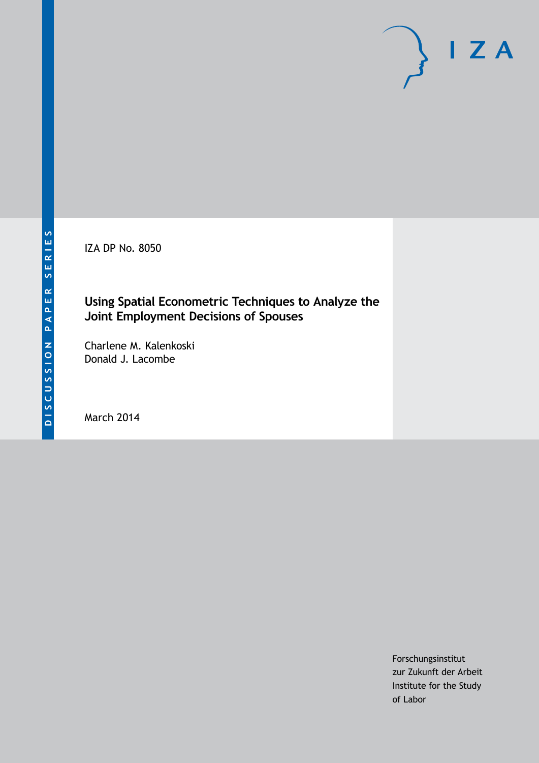DISCUSSION PAPER SERIES

IZA

IZA DP No. 8050

# Using Spatial Econometric Techniques to Analyze the Joint Employment Decisions of Spouses

Charlene M. Kalenkoski
Donald J. Lacombe

March 2014

Forschungsinstitut
zur Zukunft der Arbeit
Institute for the Study
of Labor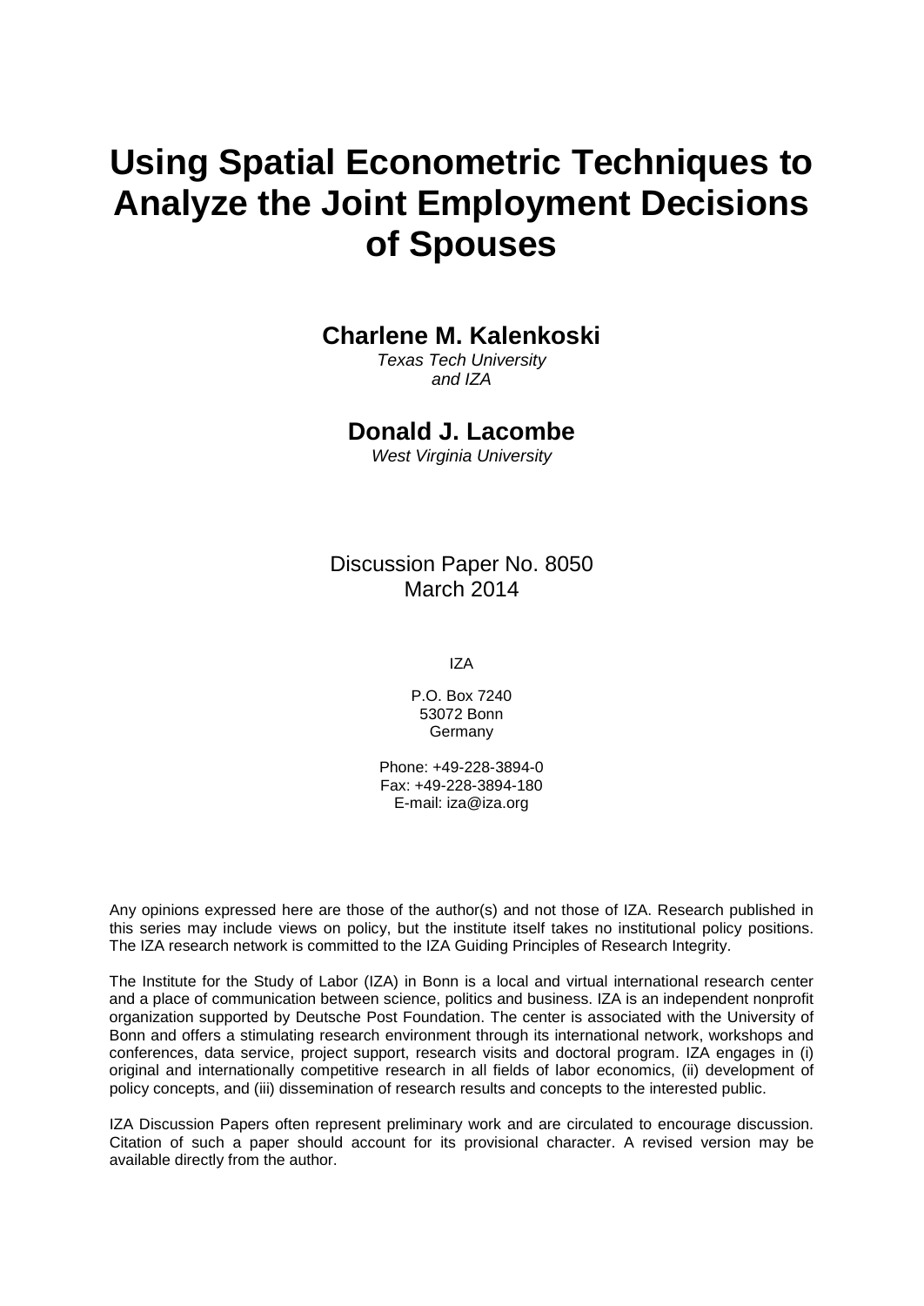# Using Spatial Econometric Techniques to Analyze the Joint Employment Decisions of Spouses

**Charlene M. Kalenkoski**

*Texas Tech University and IZA*

**Donald J. Lacombe**

*West Virginia University*

Discussion Paper No. 8050
March 2014

IZA

P.O. Box 7240
53072 Bonn
Germany

Phone: +49-228-3894-0
Fax: +49-228-3894-180
E-mail: iza@iza.org

Any opinions expressed here are those of the author(s) and not those of IZA. Research published in this series may include views on policy, but the institute itself takes no institutional policy positions. The IZA research network is committed to the IZA Guiding Principles of Research Integrity.

The Institute for the Study of Labor (IZA) in Bonn is a local and virtual international research center and a place of communication between science, politics and business. IZA is an independent nonprofit organization supported by Deutsche Post Foundation. The center is associated with the University of Bonn and offers a stimulating research environment through its international network, workshops and conferences, data service, project support, research visits and doctoral program. IZA engages in (i) original and internationally competitive research in all fields of labor economics, (ii) development of policy concepts, and (iii) dissemination of research results and concepts to the interested public.

IZA Discussion Papers often represent preliminary work and are circulated to encourage discussion. Citation of such a paper should account for its provisional character. A revised version may be available directly from the author.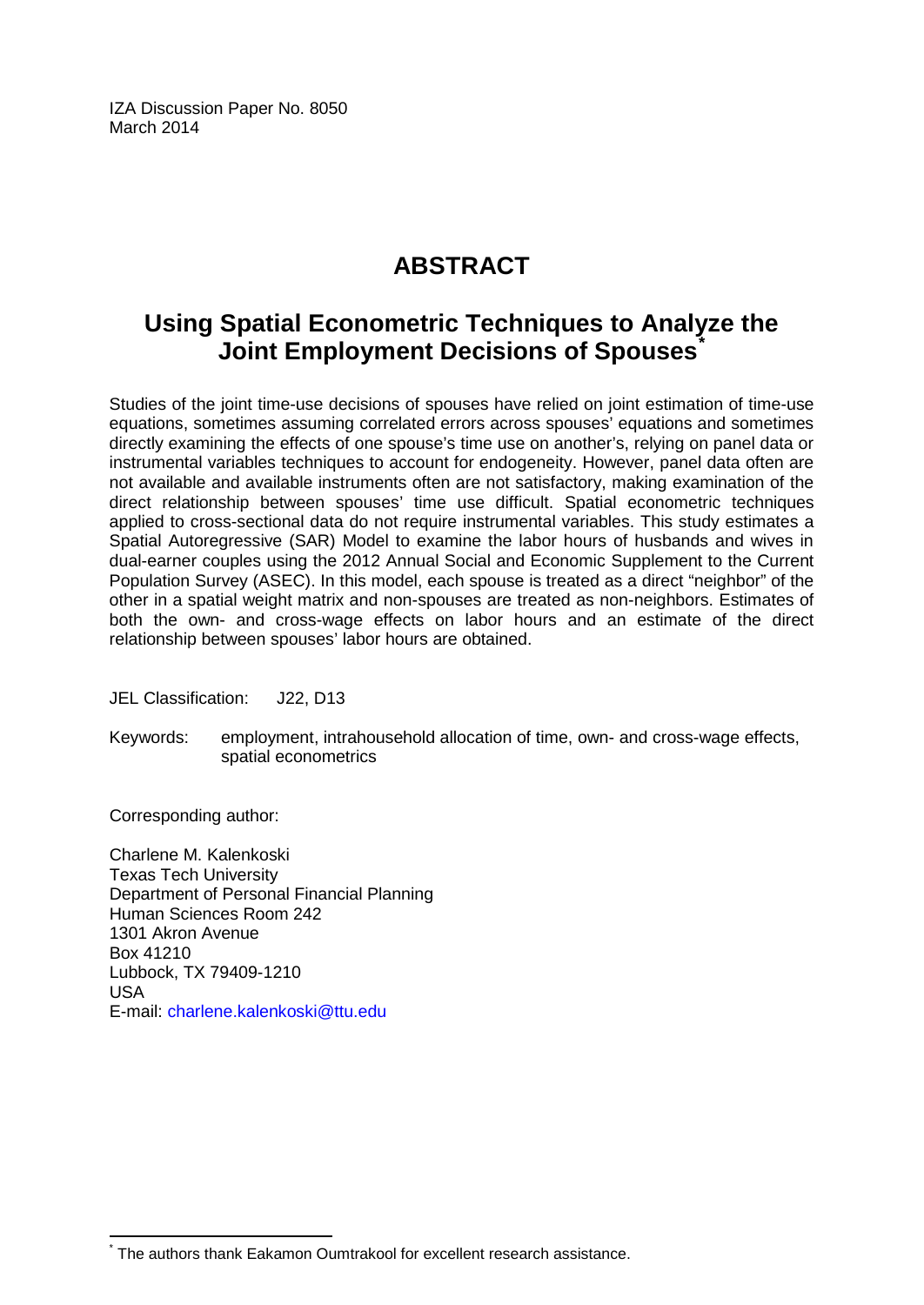IZA Discussion Paper No. 8050
March 2014

# ABSTRACT

## Using Spatial Econometric Techniques to Analyze the Joint Employment Decisions of Spouses[*]

Studies of the joint time-use decisions of spouses have relied on joint estimation of time-use equations, sometimes assuming correlated errors across spouses' equations and sometimes directly examining the effects of one spouse's time use on another's, relying on panel data or instrumental variables techniques to account for endogeneity. However, panel data often are not available and available instruments often are not satisfactory, making examination of the direct relationship between spouses' time use difficult. Spatial econometric techniques applied to cross-sectional data do not require instrumental variables. This study estimates a Spatial Autoregressive (SAR) Model to examine the labor hours of husbands and wives in dual-earner couples using the 2012 Annual Social and Economic Supplement to the Current Population Survey (ASEC). In this model, each spouse is treated as a direct "neighbor" of the other in a spatial weight matrix and non-spouses are treated as non-neighbors. Estimates of both the own- and cross-wage effects on labor hours and an estimate of the direct relationship between spouses' labor hours are obtained.

JEL Classification: J22, D13

Keywords: employment, intrahousehold allocation of time, own- and cross-wage effects, spatial econometrics

Corresponding author:

Charlene M. Kalenkoski
Texas Tech University
Department of Personal Financial Planning
Human Sciences Room 242
1301 Akron Avenue
Box 41210
Lubbock, TX 79409-1210
USA
E-mail: charlene.kalenkoski@ttu.edu

[*] The authors thank Eakamon Oumtrakool for excellent research assistance.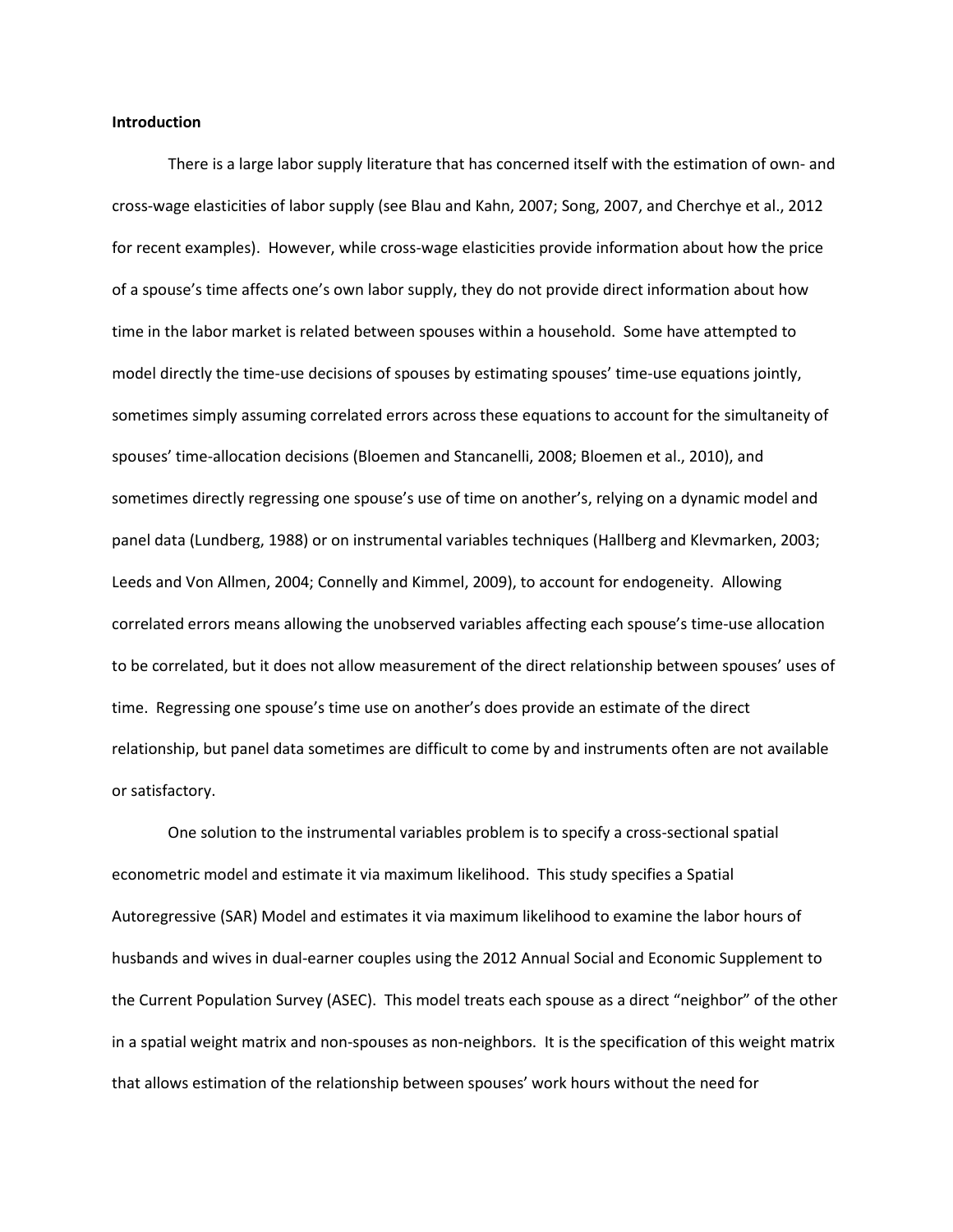**Introduction**

There is a large labor supply literature that has concerned itself with the estimation of own- and cross-wage elasticities of labor supply (see Blau and Kahn, 2007; Song, 2007, and Cherchye et al., 2012 for recent examples). However, while cross-wage elasticities provide information about how the price of a spouse's time affects one's own labor supply, they do not provide direct information about how time in the labor market is related between spouses within a household. Some have attempted to model directly the time-use decisions of spouses by estimating spouses' time-use equations jointly, sometimes simply assuming correlated errors across these equations to account for the simultaneity of spouses' time-allocation decisions (Bloemen and Stancanelli, 2008; Bloemen et al., 2010), and sometimes directly regressing one spouse's use of time on another's, relying on a dynamic model and panel data (Lundberg, 1988) or on instrumental variables techniques (Hallberg and Klevmarken, 2003; Leeds and Von Allmen, 2004; Connelly and Kimmel, 2009), to account for endogeneity. Allowing correlated errors means allowing the unobserved variables affecting each spouse's time-use allocation to be correlated, but it does not allow measurement of the direct relationship between spouses' uses of time. Regressing one spouse's time use on another's does provide an estimate of the direct relationship, but panel data sometimes are difficult to come by and instruments often are not available or satisfactory.

One solution to the instrumental variables problem is to specify a cross-sectional spatial econometric model and estimate it via maximum likelihood. This study specifies a Spatial Autoregressive (SAR) Model and estimates it via maximum likelihood to examine the labor hours of husbands and wives in dual-earner couples using the 2012 Annual Social and Economic Supplement to the Current Population Survey (ASEC). This model treats each spouse as a direct "neighbor" of the other in a spatial weight matrix and non-spouses as non-neighbors. It is the specification of this weight matrix that allows estimation of the relationship between spouses' work hours without the need for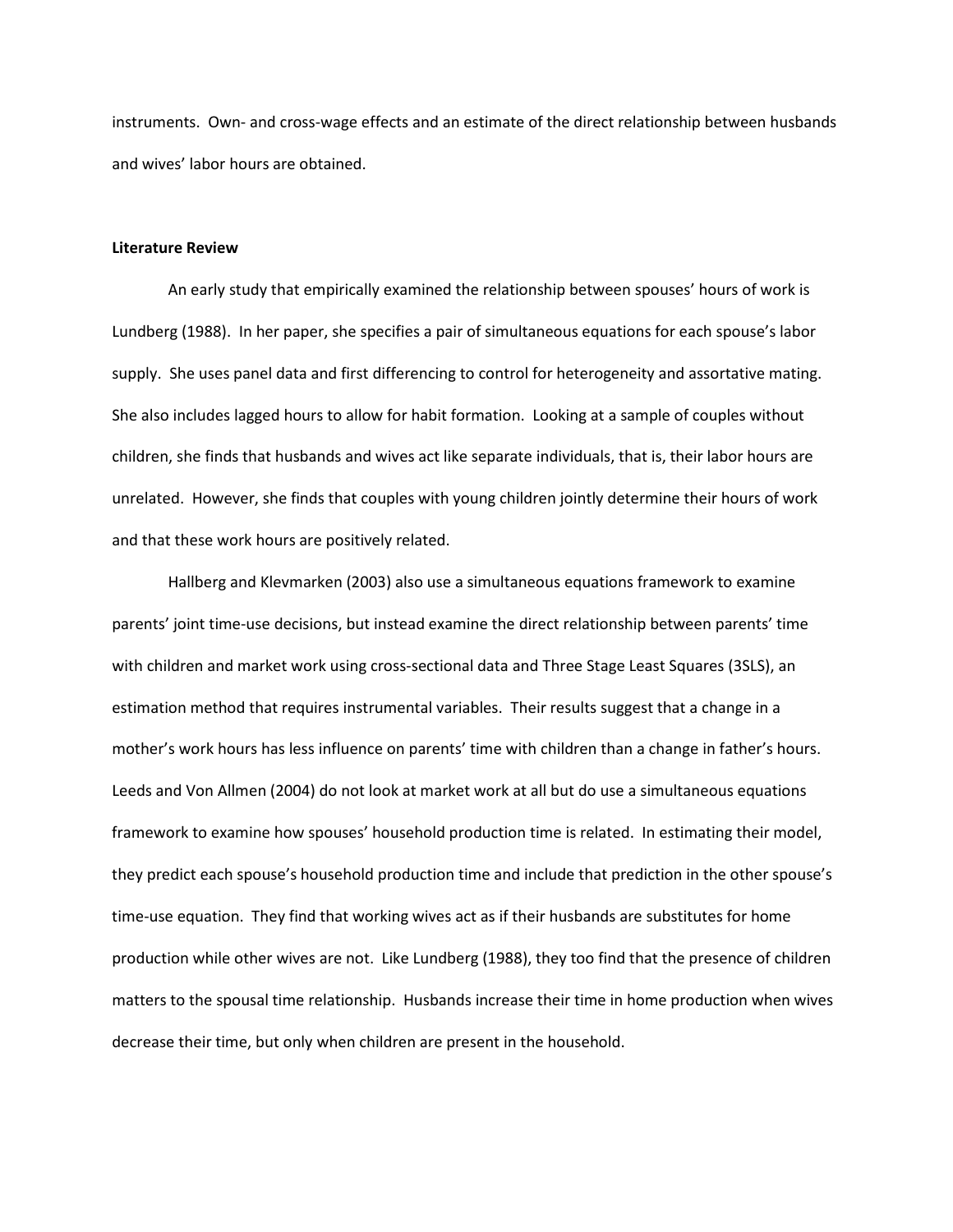instruments. Own- and cross-wage effects and an estimate of the direct relationship between husbands and wives' labor hours are obtained.

**Literature Review**

An early study that empirically examined the relationship between spouses' hours of work is Lundberg (1988). In her paper, she specifies a pair of simultaneous equations for each spouse's labor supply. She uses panel data and first differencing to control for heterogeneity and assortative mating. She also includes lagged hours to allow for habit formation. Looking at a sample of couples without children, she finds that husbands and wives act like separate individuals, that is, their labor hours are unrelated. However, she finds that couples with young children jointly determine their hours of work and that these work hours are positively related.

Hallberg and Klevmarken (2003) also use a simultaneous equations framework to examine parents' joint time-use decisions, but instead examine the direct relationship between parents' time with children and market work using cross-sectional data and Three Stage Least Squares (3SLS), an estimation method that requires instrumental variables. Their results suggest that a change in a mother's work hours has less influence on parents' time with children than a change in father's hours. Leeds and Von Allmen (2004) do not look at market work at all but do use a simultaneous equations framework to examine how spouses' household production time is related. In estimating their model, they predict each spouse's household production time and include that prediction in the other spouse's time-use equation. They find that working wives act as if their husbands are substitutes for home production while other wives are not. Like Lundberg (1988), they too find that the presence of children matters to the spousal time relationship. Husbands increase their time in home production when wives decrease their time, but only when children are present in the household.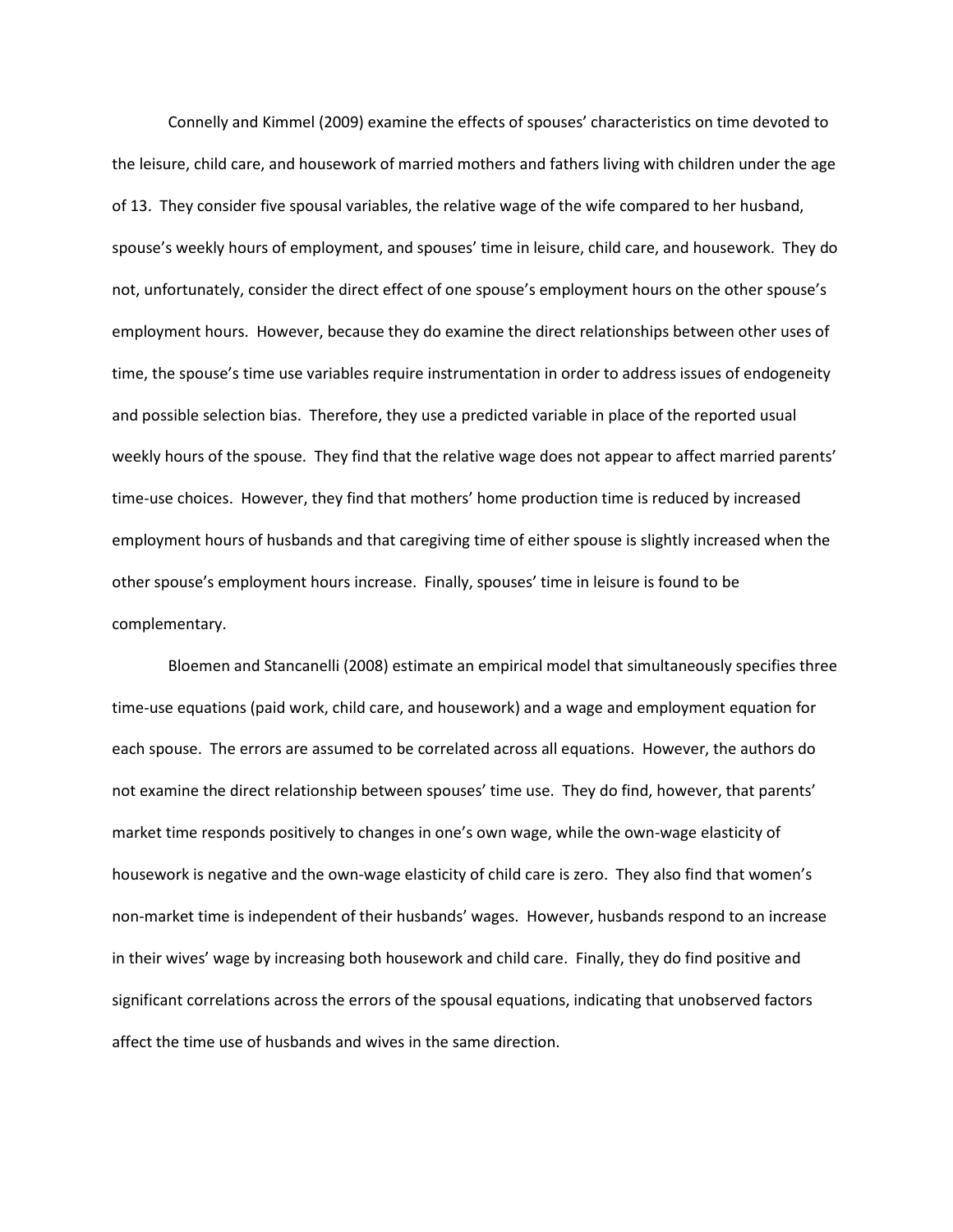Connelly and Kimmel (2009) examine the effects of spouses' characteristics on time devoted to the leisure, child care, and housework of married mothers and fathers living with children under the age of 13. They consider five spousal variables, the relative wage of the wife compared to her husband, spouse's weekly hours of employment, and spouses' time in leisure, child care, and housework. They do not, unfortunately, consider the direct effect of one spouse's employment hours on the other spouse's employment hours. However, because they do examine the direct relationships between other uses of time, the spouse's time use variables require instrumentation in order to address issues of endogeneity and possible selection bias. Therefore, they use a predicted variable in place of the reported usual weekly hours of the spouse. They find that the relative wage does not appear to affect married parents' time-use choices. However, they find that mothers' home production time is reduced by increased employment hours of husbands and that caregiving time of either spouse is slightly increased when the other spouse's employment hours increase. Finally, spouses' time in leisure is found to be complementary.

Bloemen and Stancanelli (2008) estimate an empirical model that simultaneously specifies three time-use equations (paid work, child care, and housework) and a wage and employment equation for each spouse. The errors are assumed to be correlated across all equations. However, the authors do not examine the direct relationship between spouses' time use. They do find, however, that parents' market time responds positively to changes in one's own wage, while the own-wage elasticity of housework is negative and the own-wage elasticity of child care is zero. They also find that women's non-market time is independent of their husbands' wages. However, husbands respond to an increase in their wives' wage by increasing both housework and child care. Finally, they do find positive and significant correlations across the errors of the spousal equations, indicating that unobserved factors affect the time use of husbands and wives in the same direction.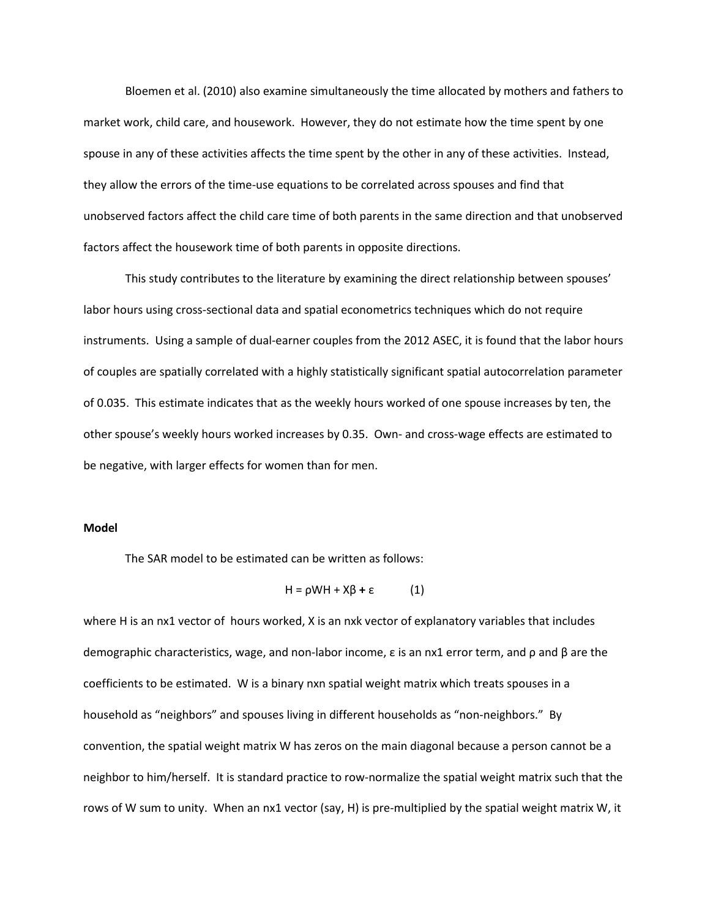Bloemen et al. (2010) also examine simultaneously the time allocated by mothers and fathers to market work, child care, and housework. However, they do not estimate how the time spent by one spouse in any of these activities affects the time spent by the other in any of these activities. Instead, they allow the errors of the time-use equations to be correlated across spouses and find that unobserved factors affect the child care time of both parents in the same direction and that unobserved factors affect the housework time of both parents in opposite directions.

This study contributes to the literature by examining the direct relationship between spouses' labor hours using cross-sectional data and spatial econometrics techniques which do not require instruments. Using a sample of dual-earner couples from the 2012 ASEC, it is found that the labor hours of couples are spatially correlated with a highly statistically significant spatial autocorrelation parameter of 0.035. This estimate indicates that as the weekly hours worked of one spouse increases by ten, the other spouse's weekly hours worked increases by 0.35. Own- and cross-wage effects are estimated to be negative, with larger effects for women than for men.

**Model**

The SAR model to be estimated can be written as follows:

$$H = \rho WH + X\beta + \varepsilon \qquad (1)$$

where H is an nx1 vector of hours worked, X is an nxk vector of explanatory variables that includes demographic characteristics, wage, and non-labor income, ε is an nx1 error term, and ρ and β are the coefficients to be estimated. W is a binary nxn spatial weight matrix which treats spouses in a household as "neighbors" and spouses living in different households as "non-neighbors." By convention, the spatial weight matrix W has zeros on the main diagonal because a person cannot be a neighbor to him/herself. It is standard practice to row-normalize the spatial weight matrix such that the rows of W sum to unity. When an nx1 vector (say, H) is pre-multiplied by the spatial weight matrix W, it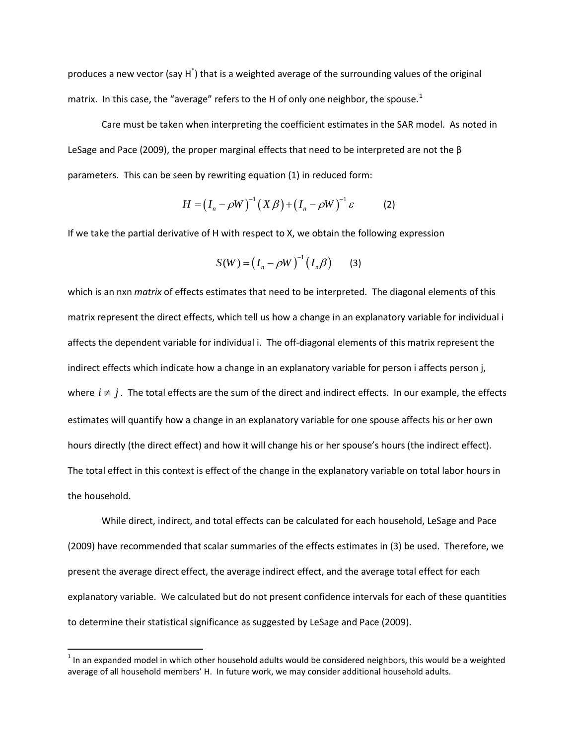produces a new vector (say $H^*$) that is a weighted average of the surrounding values of the original matrix. In this case, the "average" refers to the H of only one neighbor, the spouse.[1]

Care must be taken when interpreting the coefficient estimates in the SAR model. As noted in LeSage and Pace (2009), the proper marginal effects that need to be interpreted are not the β parameters. This can be seen by rewriting equation (1) in reduced form:

$$H = \left(I_n - \rho W\right)^{-1}\left(X\beta\right) + \left(I_n - \rho W\right)^{-1}\varepsilon \qquad (2)$$

If we take the partial derivative of H with respect to X, we obtain the following expression

$$S(W) = \left(I_n - \rho W\right)^{-1}\left(I_n \beta\right) \qquad (3)$$

which is an nxn *matrix* of effects estimates that need to be interpreted. The diagonal elements of this matrix represent the direct effects, which tell us how a change in an explanatory variable for individual i affects the dependent variable for individual i. The off-diagonal elements of this matrix represent the indirect effects which indicate how a change in an explanatory variable for person i affects person j, where $i \neq j$. The total effects are the sum of the direct and indirect effects. In our example, the effects estimates will quantify how a change in an explanatory variable for one spouse affects his or her own hours directly (the direct effect) and how it will change his or her spouse's hours (the indirect effect). The total effect in this context is effect of the change in the explanatory variable on total labor hours in the household.

While direct, indirect, and total effects can be calculated for each household, LeSage and Pace (2009) have recommended that scalar summaries of the effects estimates in (3) be used. Therefore, we present the average direct effect, the average indirect effect, and the average total effect for each explanatory variable. We calculated but do not present confidence intervals for each of these quantities to determine their statistical significance as suggested by LeSage and Pace (2009).

[1] In an expanded model in which other household adults would be considered neighbors, this would be a weighted average of all household members' H. In future work, we may consider additional household adults.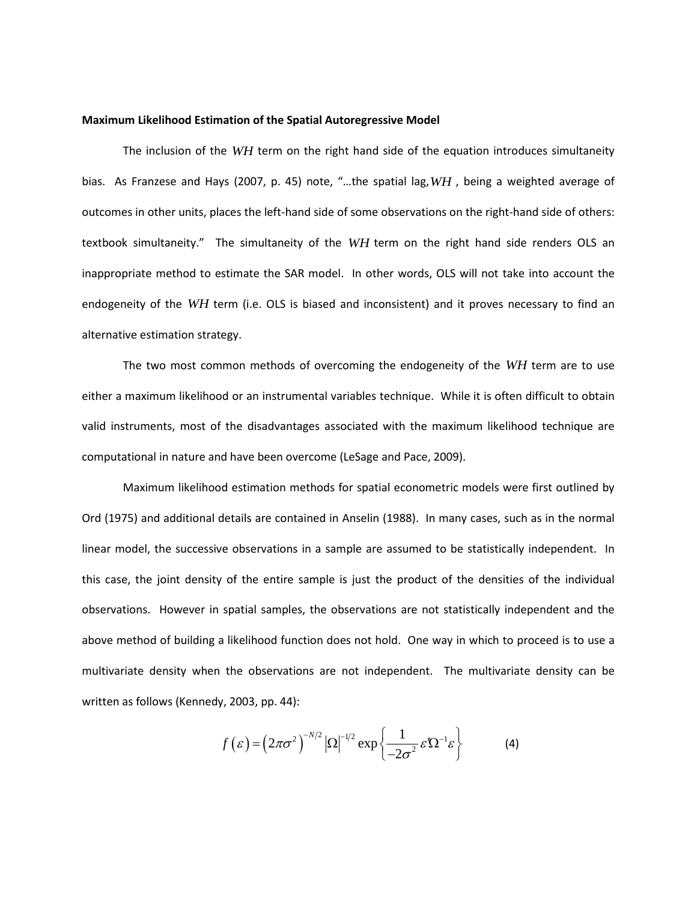**Maximum Likelihood Estimation of the Spatial Autoregressive Model**

The inclusion of the $WH$ term on the right hand side of the equation introduces simultaneity bias. As Franzese and Hays (2007, p. 45) note, "…the spatial lag, $WH$, being a weighted average of outcomes in other units, places the left-hand side of some observations on the right-hand side of others: textbook simultaneity." The simultaneity of the $WH$ term on the right hand side renders OLS an inappropriate method to estimate the SAR model. In other words, OLS will not take into account the endogeneity of the $WH$ term (i.e. OLS is biased and inconsistent) and it proves necessary to find an alternative estimation strategy.

The two most common methods of overcoming the endogeneity of the $WH$ term are to use either a maximum likelihood or an instrumental variables technique. While it is often difficult to obtain valid instruments, most of the disadvantages associated with the maximum likelihood technique are computational in nature and have been overcome (LeSage and Pace, 2009).

Maximum likelihood estimation methods for spatial econometric models were first outlined by Ord (1975) and additional details are contained in Anselin (1988). In many cases, such as in the normal linear model, the successive observations in a sample are assumed to be statistically independent. In this case, the joint density of the entire sample is just the product of the densities of the individual observations. However in spatial samples, the observations are not statistically independent and the above method of building a likelihood function does not hold. One way in which to proceed is to use a multivariate density when the observations are not independent. The multivariate density can be written as follows (Kennedy, 2003, pp. 44):

$$f\left(\varepsilon\right) = \left(2\pi\sigma^2\right)^{-N/2} \left|\Omega\right|^{-1/2} \exp\left\{\frac{1}{-2\sigma^2}\varepsilon'\Omega^{-1}\varepsilon\right\} \qquad (4)$$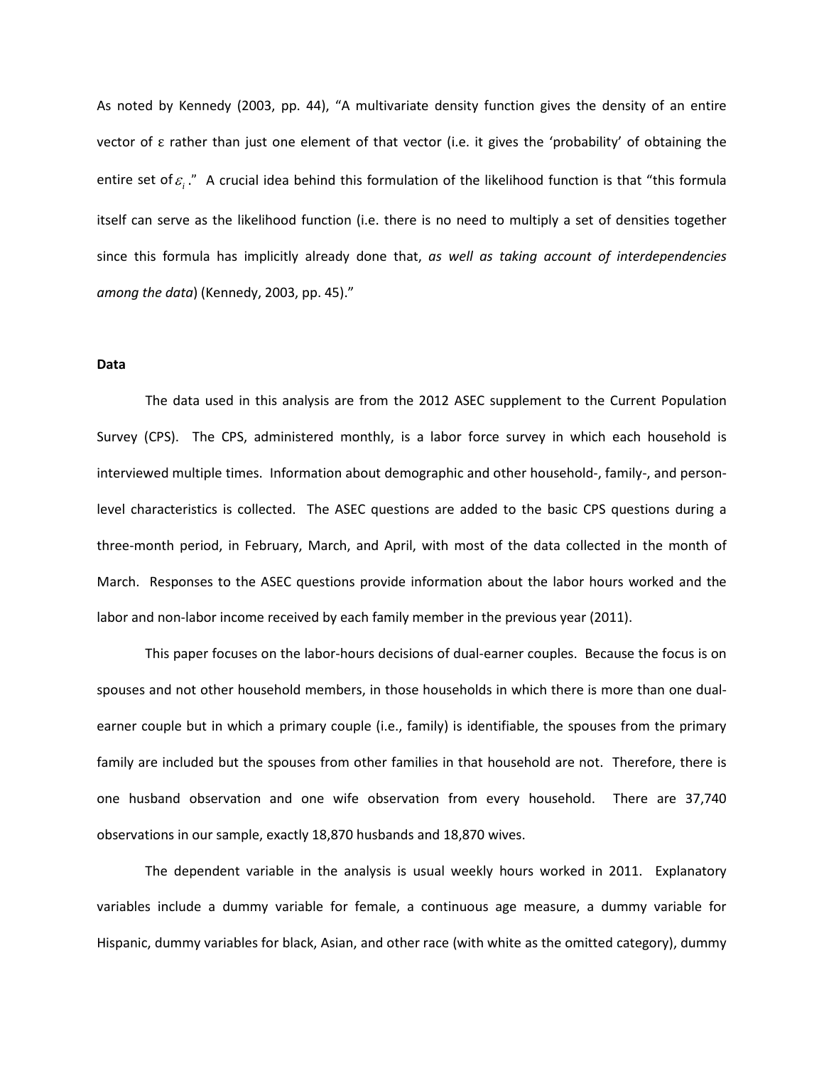As noted by Kennedy (2003, pp. 44), "A multivariate density function gives the density of an entire vector of ε rather than just one element of that vector (i.e. it gives the 'probability' of obtaining the entire set of $\varepsilon_i$." A crucial idea behind this formulation of the likelihood function is that "this formula itself can serve as the likelihood function (i.e. there is no need to multiply a set of densities together since this formula has implicitly already done that, *as well as taking account of interdependencies among the data*) (Kennedy, 2003, pp. 45)."

**Data**

The data used in this analysis are from the 2012 ASEC supplement to the Current Population Survey (CPS). The CPS, administered monthly, is a labor force survey in which each household is interviewed multiple times. Information about demographic and other household-, family-, and person-level characteristics is collected. The ASEC questions are added to the basic CPS questions during a three-month period, in February, March, and April, with most of the data collected in the month of March. Responses to the ASEC questions provide information about the labor hours worked and the labor and non-labor income received by each family member in the previous year (2011).

This paper focuses on the labor-hours decisions of dual-earner couples. Because the focus is on spouses and not other household members, in those households in which there is more than one dual-earner couple but in which a primary couple (i.e., family) is identifiable, the spouses from the primary family are included but the spouses from other families in that household are not. Therefore, there is one husband observation and one wife observation from every household. There are 37,740 observations in our sample, exactly 18,870 husbands and 18,870 wives.

The dependent variable in the analysis is usual weekly hours worked in 2011. Explanatory variables include a dummy variable for female, a continuous age measure, a dummy variable for Hispanic, dummy variables for black, Asian, and other race (with white as the omitted category), dummy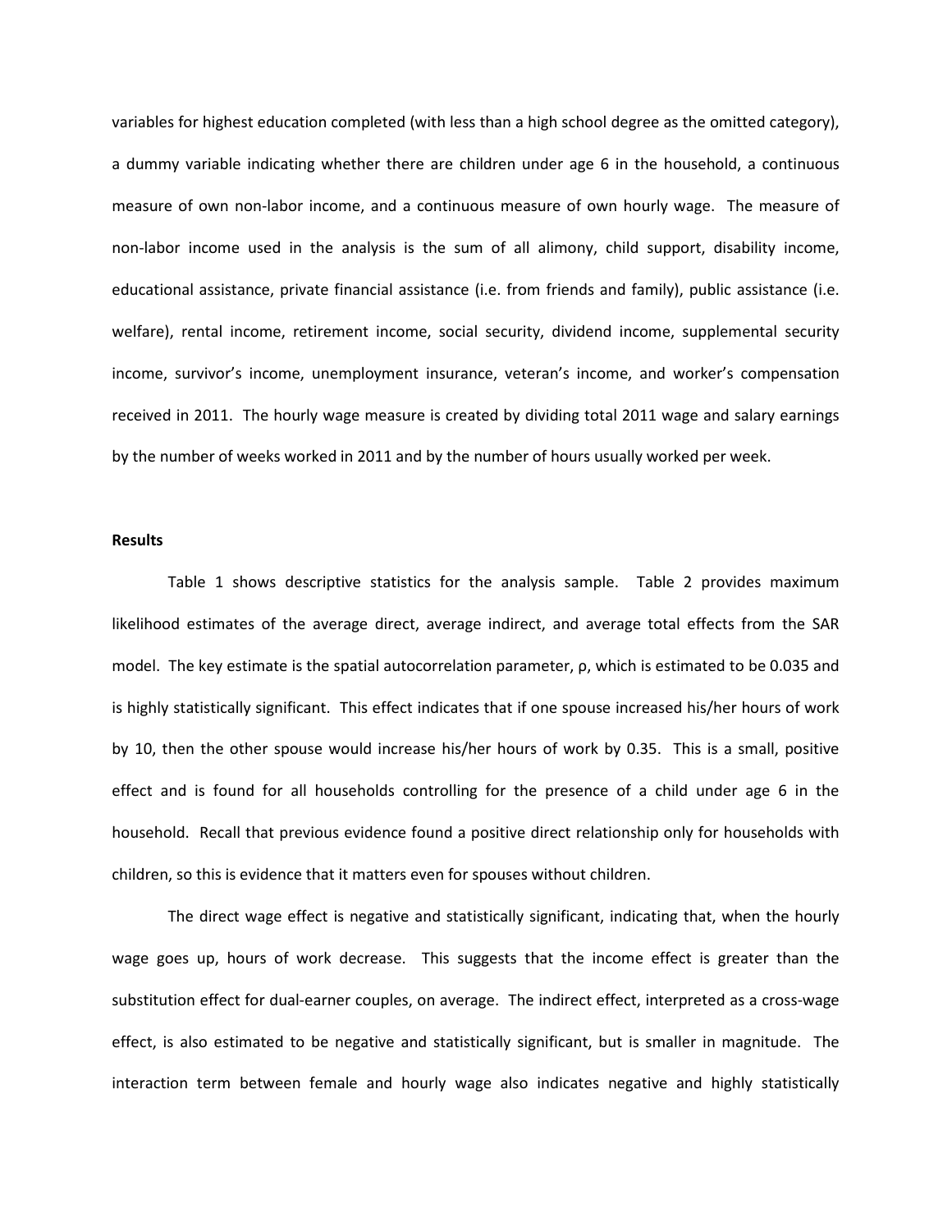variables for highest education completed (with less than a high school degree as the omitted category), a dummy variable indicating whether there are children under age 6 in the household, a continuous measure of own non-labor income, and a continuous measure of own hourly wage. The measure of non-labor income used in the analysis is the sum of all alimony, child support, disability income, educational assistance, private financial assistance (i.e. from friends and family), public assistance (i.e. welfare), rental income, retirement income, social security, dividend income, supplemental security income, survivor's income, unemployment insurance, veteran's income, and worker's compensation received in 2011. The hourly wage measure is created by dividing total 2011 wage and salary earnings by the number of weeks worked in 2011 and by the number of hours usually worked per week.

**Results**

Table 1 shows descriptive statistics for the analysis sample. Table 2 provides maximum likelihood estimates of the average direct, average indirect, and average total effects from the SAR model. The key estimate is the spatial autocorrelation parameter, $\rho$, which is estimated to be 0.035 and is highly statistically significant. This effect indicates that if one spouse increased his/her hours of work by 10, then the other spouse would increase his/her hours of work by 0.35. This is a small, positive effect and is found for all households controlling for the presence of a child under age 6 in the household. Recall that previous evidence found a positive direct relationship only for households with children, so this is evidence that it matters even for spouses without children.

The direct wage effect is negative and statistically significant, indicating that, when the hourly wage goes up, hours of work decrease. This suggests that the income effect is greater than the substitution effect for dual-earner couples, on average. The indirect effect, interpreted as a cross-wage effect, is also estimated to be negative and statistically significant, but is smaller in magnitude. The interaction term between female and hourly wage also indicates negative and highly statistically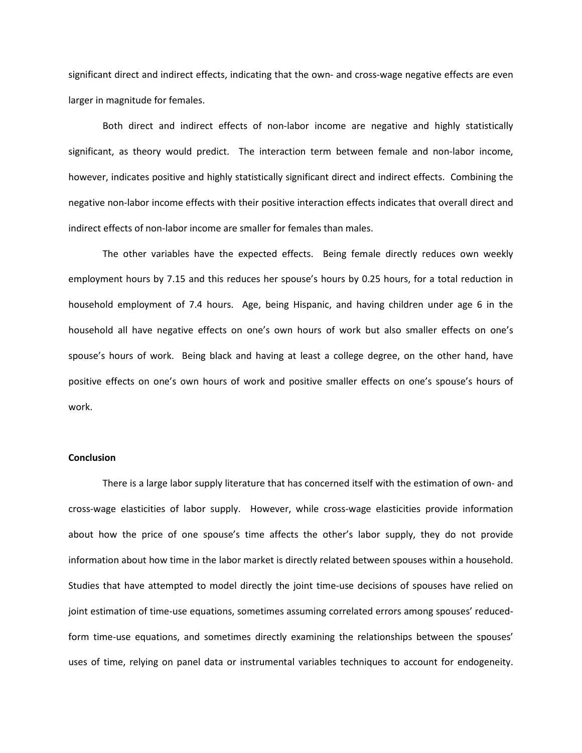significant direct and indirect effects, indicating that the own- and cross-wage negative effects are even larger in magnitude for females.

Both direct and indirect effects of non-labor income are negative and highly statistically significant, as theory would predict. The interaction term between female and non-labor income, however, indicates positive and highly statistically significant direct and indirect effects. Combining the negative non-labor income effects with their positive interaction effects indicates that overall direct and indirect effects of non-labor income are smaller for females than males.

The other variables have the expected effects. Being female directly reduces own weekly employment hours by 7.15 and this reduces her spouse's hours by 0.25 hours, for a total reduction in household employment of 7.4 hours. Age, being Hispanic, and having children under age 6 in the household all have negative effects on one's own hours of work but also smaller effects on one's spouse's hours of work. Being black and having at least a college degree, on the other hand, have positive effects on one's own hours of work and positive smaller effects on one's spouse's hours of work.

**Conclusion**

There is a large labor supply literature that has concerned itself with the estimation of own- and cross-wage elasticities of labor supply. However, while cross-wage elasticities provide information about how the price of one spouse's time affects the other's labor supply, they do not provide information about how time in the labor market is directly related between spouses within a household. Studies that have attempted to model directly the joint time-use decisions of spouses have relied on joint estimation of time-use equations, sometimes assuming correlated errors among spouses' reduced-form time-use equations, and sometimes directly examining the relationships between the spouses' uses of time, relying on panel data or instrumental variables techniques to account for endogeneity.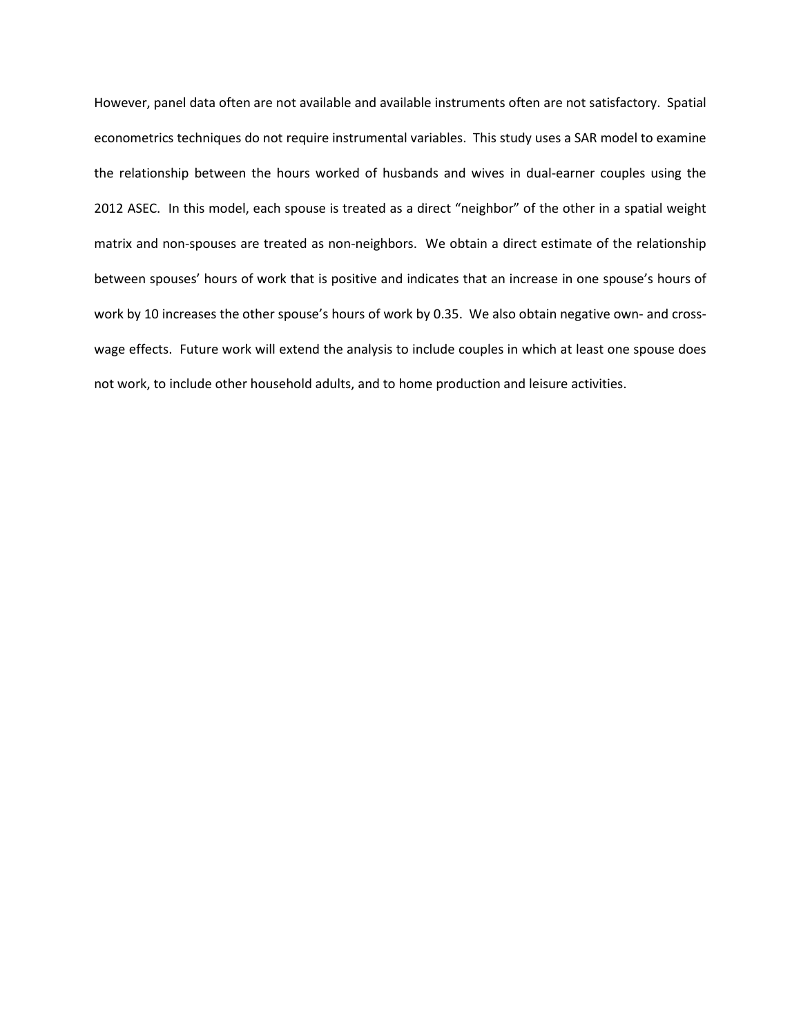However, panel data often are not available and available instruments often are not satisfactory. Spatial econometrics techniques do not require instrumental variables. This study uses a SAR model to examine the relationship between the hours worked of husbands and wives in dual-earner couples using the 2012 ASEC. In this model, each spouse is treated as a direct "neighbor" of the other in a spatial weight matrix and non-spouses are treated as non-neighbors. We obtain a direct estimate of the relationship between spouses' hours of work that is positive and indicates that an increase in one spouse's hours of work by 10 increases the other spouse's hours of work by 0.35. We also obtain negative own- and cross-wage effects. Future work will extend the analysis to include couples in which at least one spouse does not work, to include other household adults, and to home production and leisure activities.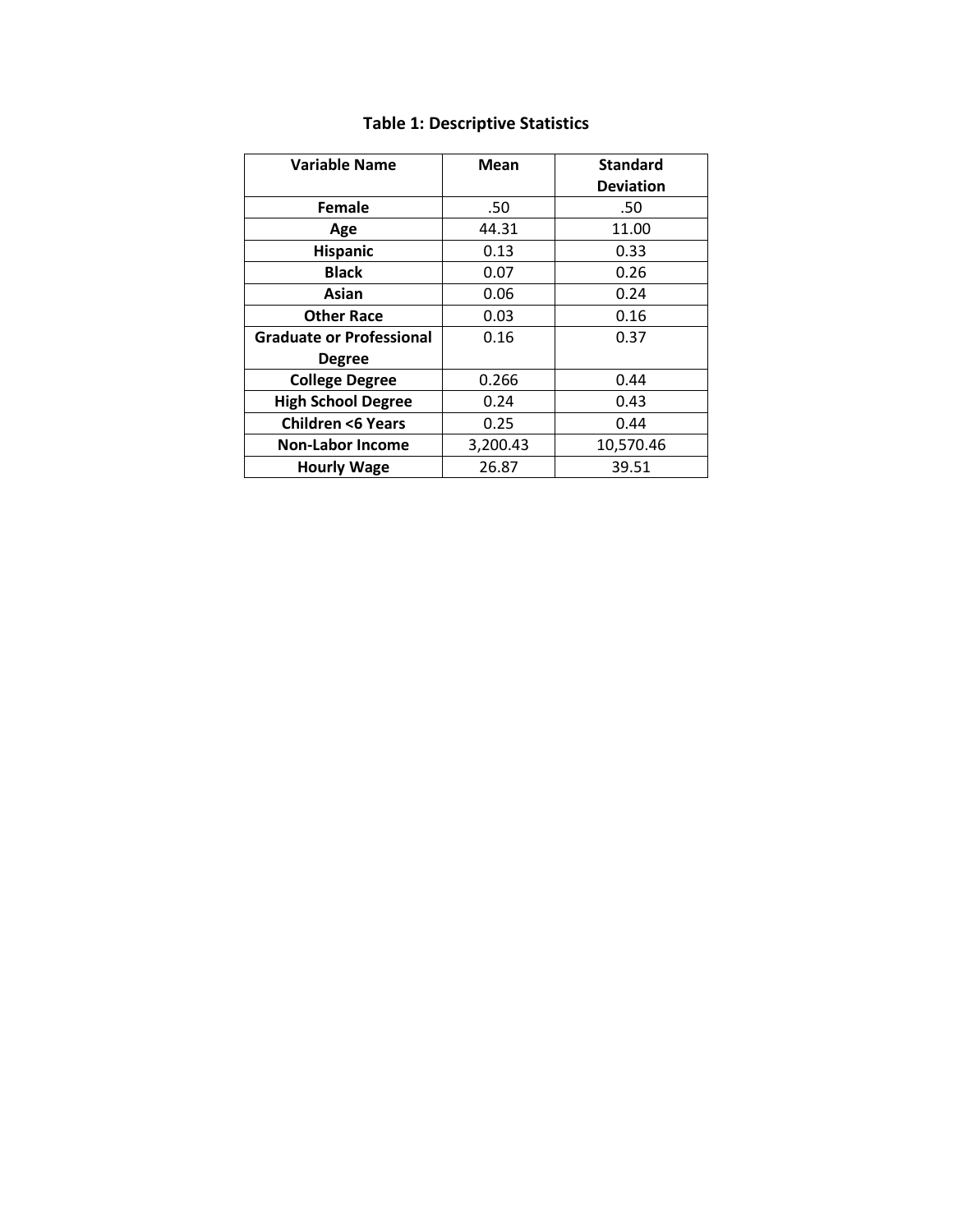### Table 1: Descriptive Statistics

| Variable Name | Mean | Standard Deviation |
|---|---|---|
| **Female** | .50 | .50 |
| **Age** | 44.31 | 11.00 |
| **Hispanic** | 0.13 | 0.33 |
| **Black** | 0.07 | 0.26 |
| **Asian** | 0.06 | 0.24 |
| **Other Race** | 0.03 | 0.16 |
| **Graduate or Professional Degree** | 0.16 | 0.37 |
| **College Degree** | 0.266 | 0.44 |
| **High School Degree** | 0.24 | 0.43 |
| **Children <6 Years** | 0.25 | 0.44 |
| **Non-Labor Income** | 3,200.43 | 10,570.46 |
| **Hourly Wage** | 26.87 | 39.51 |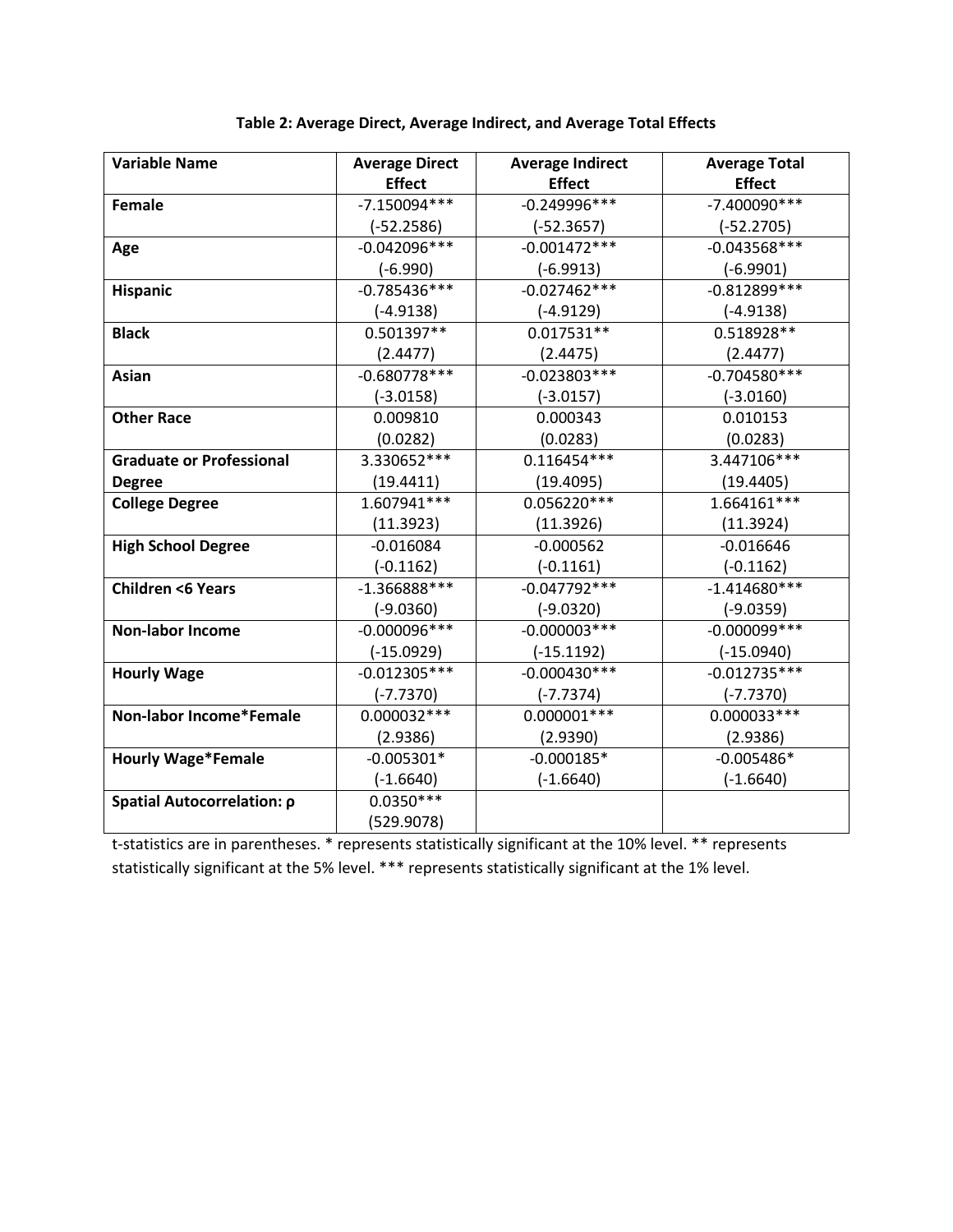**Table 2: Average Direct, Average Indirect, and Average Total Effects**

| Variable Name | Average Direct Effect | Average Indirect Effect | Average Total Effect |
|---|---|---|---|
| **Female** | -7.150094***<br>(-52.2586) | -0.249996***<br>(-52.3657) | -7.400090***<br>(-52.2705) |
| **Age** | -0.042096***<br>(-6.990) | -0.001472***<br>(-6.9913) | -0.043568***<br>(-6.9901) |
| **Hispanic** | -0.785436***<br>(-4.9138) | -0.027462***<br>(-4.9129) | -0.812899***<br>(-4.9138) |
| **Black** | 0.501397**<br>(2.4477) | 0.017531**<br>(2.4475) | 0.518928**<br>(2.4477) |
| **Asian** | -0.680778***<br>(-3.0158) | -0.023803***<br>(-3.0157) | -0.704580***<br>(-3.0160) |
| **Other Race** | 0.009810<br>(0.0282) | 0.000343<br>(0.0283) | 0.010153<br>(0.0283) |
| **Graduate or Professional Degree** | 3.330652***<br>(19.4411) | 0.116454***<br>(19.4095) | 3.447106***<br>(19.4405) |
| **College Degree** | 1.607941***<br>(11.3923) | 0.056220***<br>(11.3926) | 1.664161***<br>(11.3924) |
| **High School Degree** | -0.016084<br>(-0.1162) | -0.000562<br>(-0.1161) | -0.016646<br>(-0.1162) |
| **Children <6 Years** | -1.366888***<br>(-9.0360) | -0.047792***<br>(-9.0320) | -1.414680***<br>(-9.0359) |
| **Non-labor Income** | -0.000096***<br>(-15.0929) | -0.000003***<br>(-15.1192) | -0.000099***<br>(-15.0940) |
| **Hourly Wage** | -0.012305***<br>(-7.7370) | -0.000430***<br>(-7.7374) | -0.012735***<br>(-7.7370) |
| **Non-labor Income*Female** | 0.000032***<br>(2.9386) | 0.000001***<br>(2.9390) | 0.000033***<br>(2.9386) |
| **Hourly Wage*Female** | -0.005301*<br>(-1.6640) | -0.000185*<br>(-1.6640) | -0.005486*<br>(-1.6640) |
| **Spatial Autocorrelation: ρ** | 0.0350***<br>(529.9078) | | |

t-statistics are in parentheses. * represents statistically significant at the 10% level. ** represents statistically significant at the 5% level. *** represents statistically significant at the 1% level.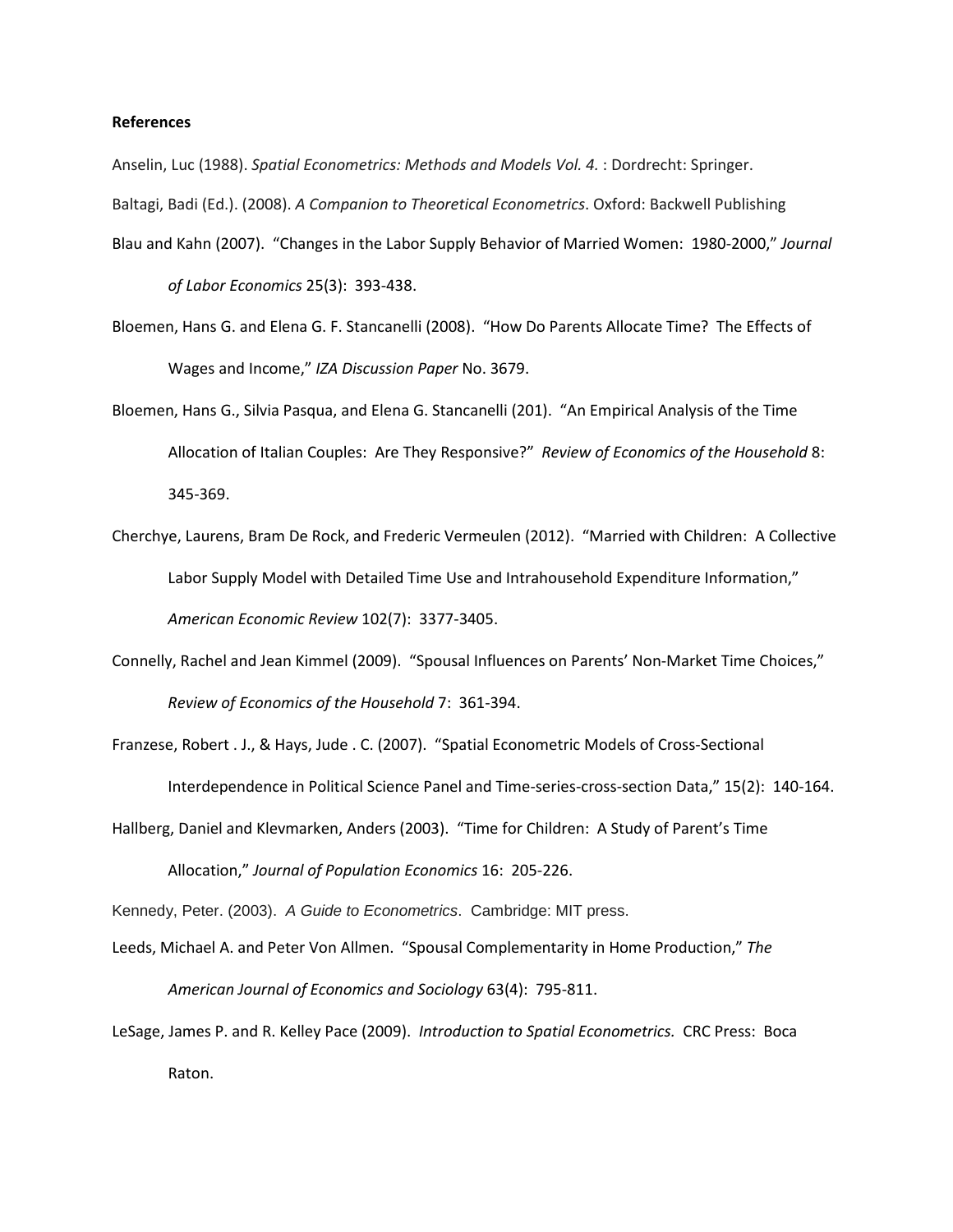**References**

Anselin, Luc (1988). *Spatial Econometrics: Methods and Models Vol. 4.* : Dordrecht: Springer.

Baltagi, Badi (Ed.). (2008). *A Companion to Theoretical Econometrics*. Oxford: Backwell Publishing

Blau and Kahn (2007). "Changes in the Labor Supply Behavior of Married Women: 1980-2000," *Journal of Labor Economics* 25(3): 393-438.

Bloemen, Hans G. and Elena G. F. Stancanelli (2008). "How Do Parents Allocate Time? The Effects of Wages and Income," *IZA Discussion Paper* No. 3679.

Bloemen, Hans G., Silvia Pasqua, and Elena G. Stancanelli (201). "An Empirical Analysis of the Time Allocation of Italian Couples: Are They Responsive?" *Review of Economics of the Household* 8: 345-369.

Cherchye, Laurens, Bram De Rock, and Frederic Vermeulen (2012). "Married with Children: A Collective Labor Supply Model with Detailed Time Use and Intrahousehold Expenditure Information," *American Economic Review* 102(7): 3377-3405.

Connelly, Rachel and Jean Kimmel (2009). "Spousal Influences on Parents' Non-Market Time Choices," *Review of Economics of the Household* 7: 361-394.

Franzese, Robert . J., & Hays, Jude . C. (2007). "Spatial Econometric Models of Cross-Sectional Interdependence in Political Science Panel and Time-series-cross-section Data," 15(2): 140-164.

Hallberg, Daniel and Klevmarken, Anders (2003). "Time for Children: A Study of Parent's Time Allocation," *Journal of Population Economics* 16: 205-226.

Kennedy, Peter. (2003). *A Guide to Econometrics*. Cambridge: MIT press.

Leeds, Michael A. and Peter Von Allmen. "Spousal Complementarity in Home Production," *The American Journal of Economics and Sociology* 63(4): 795-811.

LeSage, James P. and R. Kelley Pace (2009). *Introduction to Spatial Econometrics.* CRC Press: Boca Raton.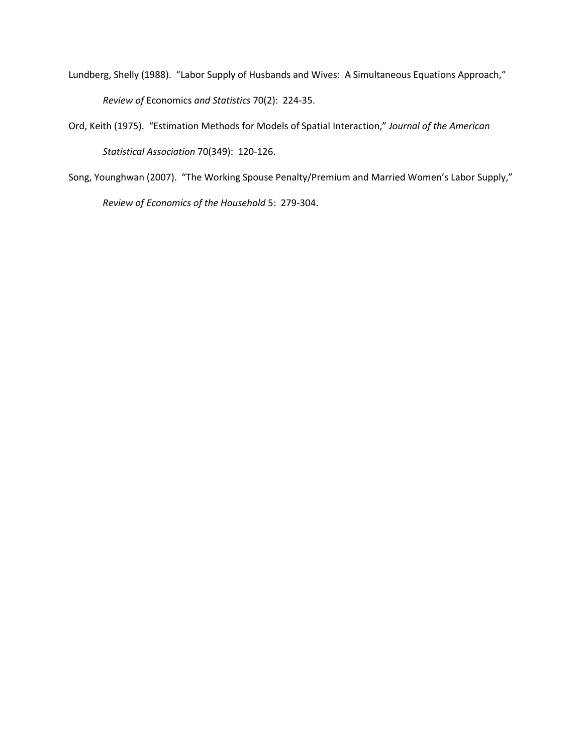Lundberg, Shelly (1988). "Labor Supply of Husbands and Wives: A Simultaneous Equations Approach," *Review of* Economics *and Statistics* 70(2): 224-35.

Ord, Keith (1975). "Estimation Methods for Models of Spatial Interaction," *Journal of the American Statistical Association* 70(349): 120-126.

Song, Younghwan (2007). "The Working Spouse Penalty/Premium and Married Women's Labor Supply," *Review of Economics of the Household* 5: 279-304.